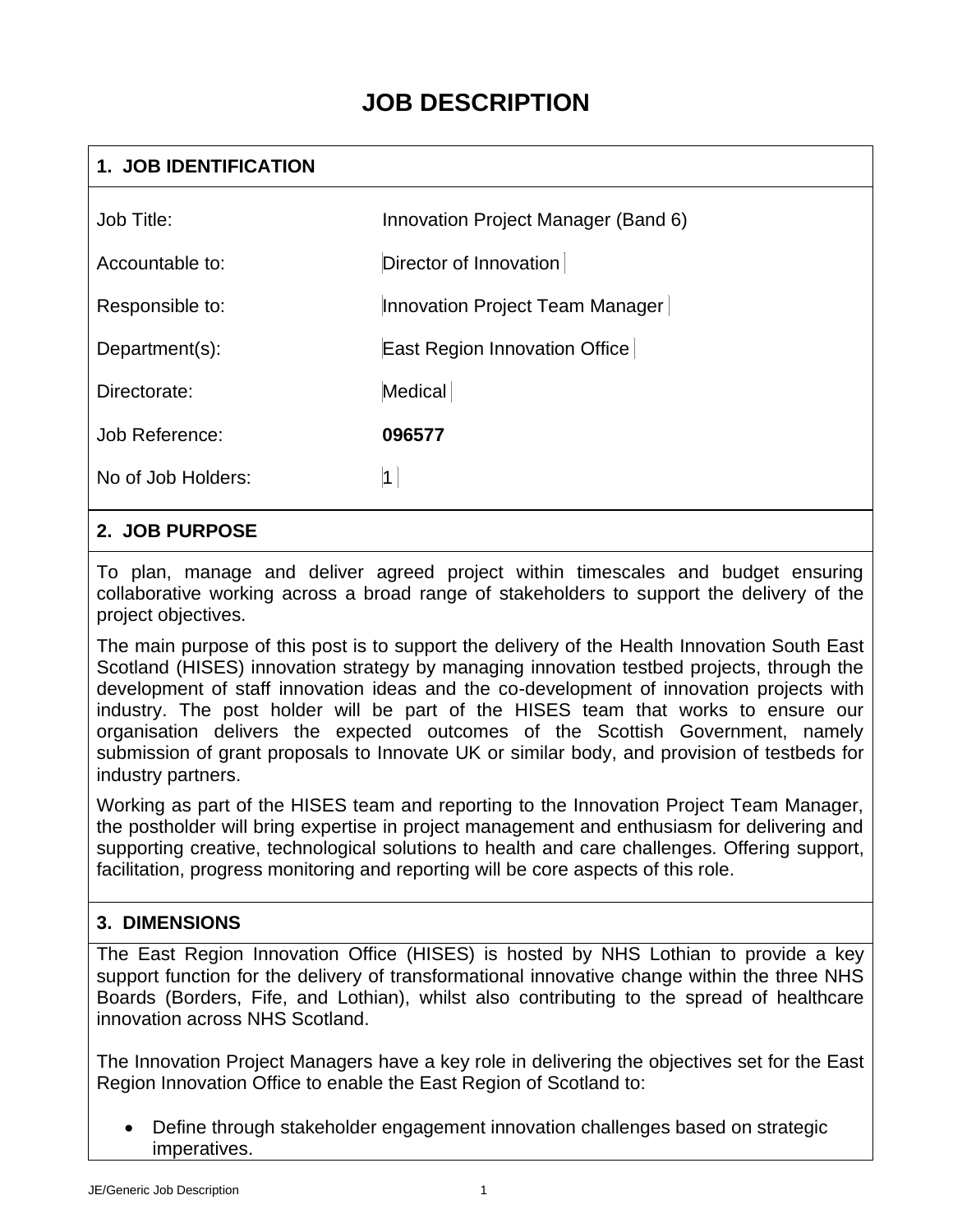# JOB DESCRIPTION

## 1. JOB IDENTIFICATION

| | |
|---|---|
| Job Title: | Innovation Project Manager (Band 6) |
| Accountable to: | Director of Innovation |
| Responsible to: | Innovation Project Team Manager |
| Department(s): | East Region Innovation Office |
| Directorate: | Medical |
| Job Reference: | **096577** |
| No of Job Holders: | 1 |

## 2. JOB PURPOSE

To plan, manage and deliver agreed project within timescales and budget ensuring collaborative working across a broad range of stakeholders to support the delivery of the project objectives.

The main purpose of this post is to support the delivery of the Health Innovation South East Scotland (HISES) innovation strategy by managing innovation testbed projects, through the development of staff innovation ideas and the co-development of innovation projects with industry. The post holder will be part of the HISES team that works to ensure our organisation delivers the expected outcomes of the Scottish Government, namely submission of grant proposals to Innovate UK or similar body, and provision of testbeds for industry partners.

Working as part of the HISES team and reporting to the Innovation Project Team Manager, the postholder will bring expertise in project management and enthusiasm for delivering and supporting creative, technological solutions to health and care challenges. Offering support, facilitation, progress monitoring and reporting will be core aspects of this role.

## 3. DIMENSIONS

The East Region Innovation Office (HISES) is hosted by NHS Lothian to provide a key support function for the delivery of transformational innovative change within the three NHS Boards (Borders, Fife, and Lothian), whilst also contributing to the spread of healthcare innovation across NHS Scotland.

The Innovation Project Managers have a key role in delivering the objectives set for the East Region Innovation Office to enable the East Region of Scotland to:

- Define through stakeholder engagement innovation challenges based on strategic imperatives.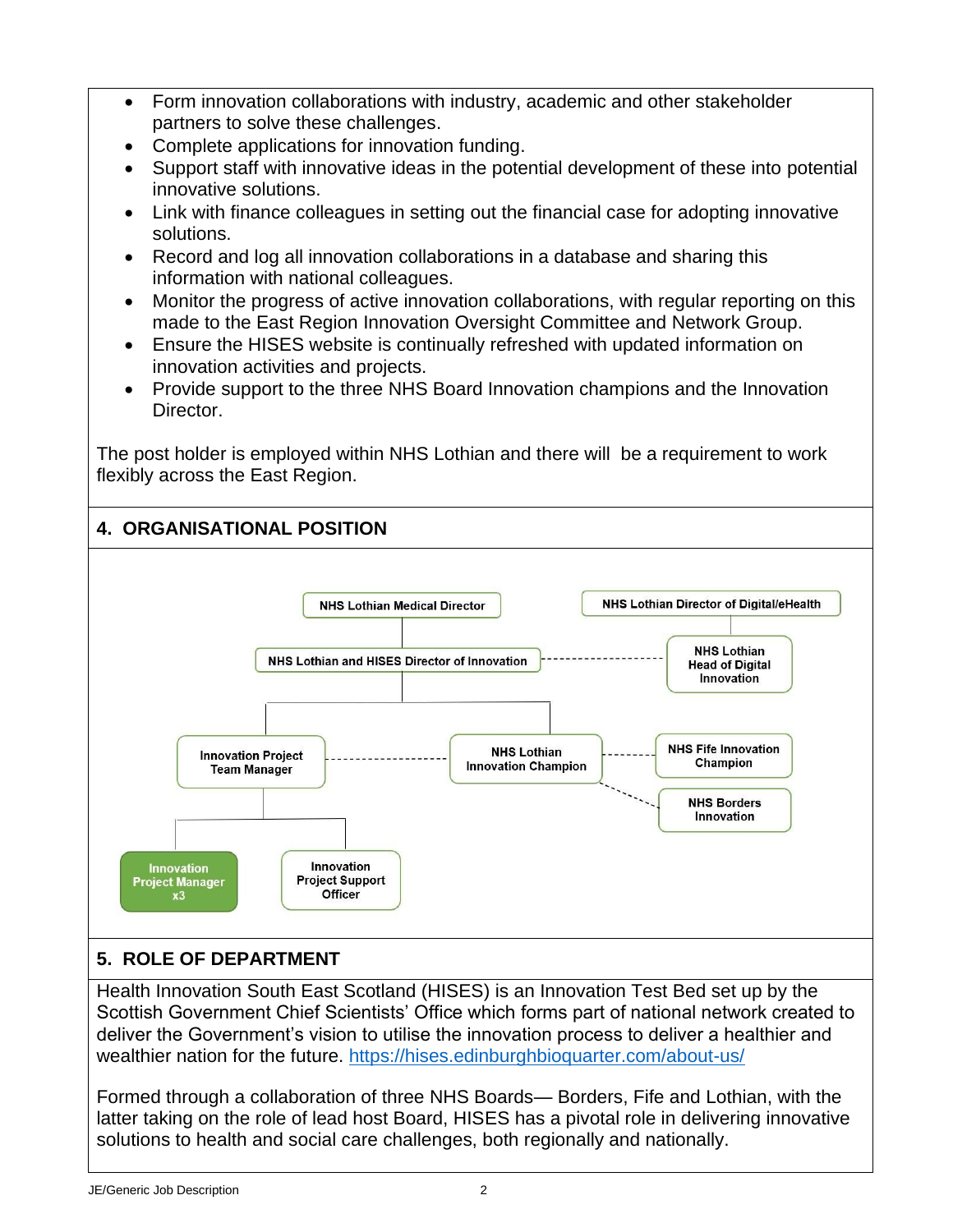- Form innovation collaborations with industry, academic and other stakeholder partners to solve these challenges.
- Complete applications for innovation funding.
- Support staff with innovative ideas in the potential development of these into potential innovative solutions.
- Link with finance colleagues in setting out the financial case for adopting innovative solutions.
- Record and log all innovation collaborations in a database and sharing this information with national colleagues.
- Monitor the progress of active innovation collaborations, with regular reporting on this made to the East Region Innovation Oversight Committee and Network Group.
- Ensure the HISES website is continually refreshed with updated information on innovation activities and projects.
- Provide support to the three NHS Board Innovation champions and the Innovation Director.

The post holder is employed within NHS Lothian and there will be a requirement to work flexibly across the East Region.

## 4. ORGANISATIONAL POSITION

- NHS Lothian Medical Director
  - NHS Lothian and HISES Director of Innovation (dotted line to NHS Lothian Head of Digital Innovation)
    - Innovation Project Team Manager (dotted line to NHS Lothian Innovation Champion)
      - **Innovation Project Manager x3**
      - Innovation Project Support Officer
    - NHS Lothian Innovation Champion (dotted lines to NHS Fife Innovation Champion and NHS Borders Innovation)
- NHS Lothian Director of Digital/eHealth
  - NHS Lothian Head of Digital Innovation

## 5. ROLE OF DEPARTMENT

Health Innovation South East Scotland (HISES) is an Innovation Test Bed set up by the Scottish Government Chief Scientists' Office which forms part of national network created to deliver the Government's vision to utilise the innovation process to deliver a healthier and wealthier nation for the future. https://hises.edinburghbioquarter.com/about-us/

Formed through a collaboration of three NHS Boards— Borders, Fife and Lothian, with the latter taking on the role of lead host Board, HISES has a pivotal role in delivering innovative solutions to health and social care challenges, both regionally and nationally.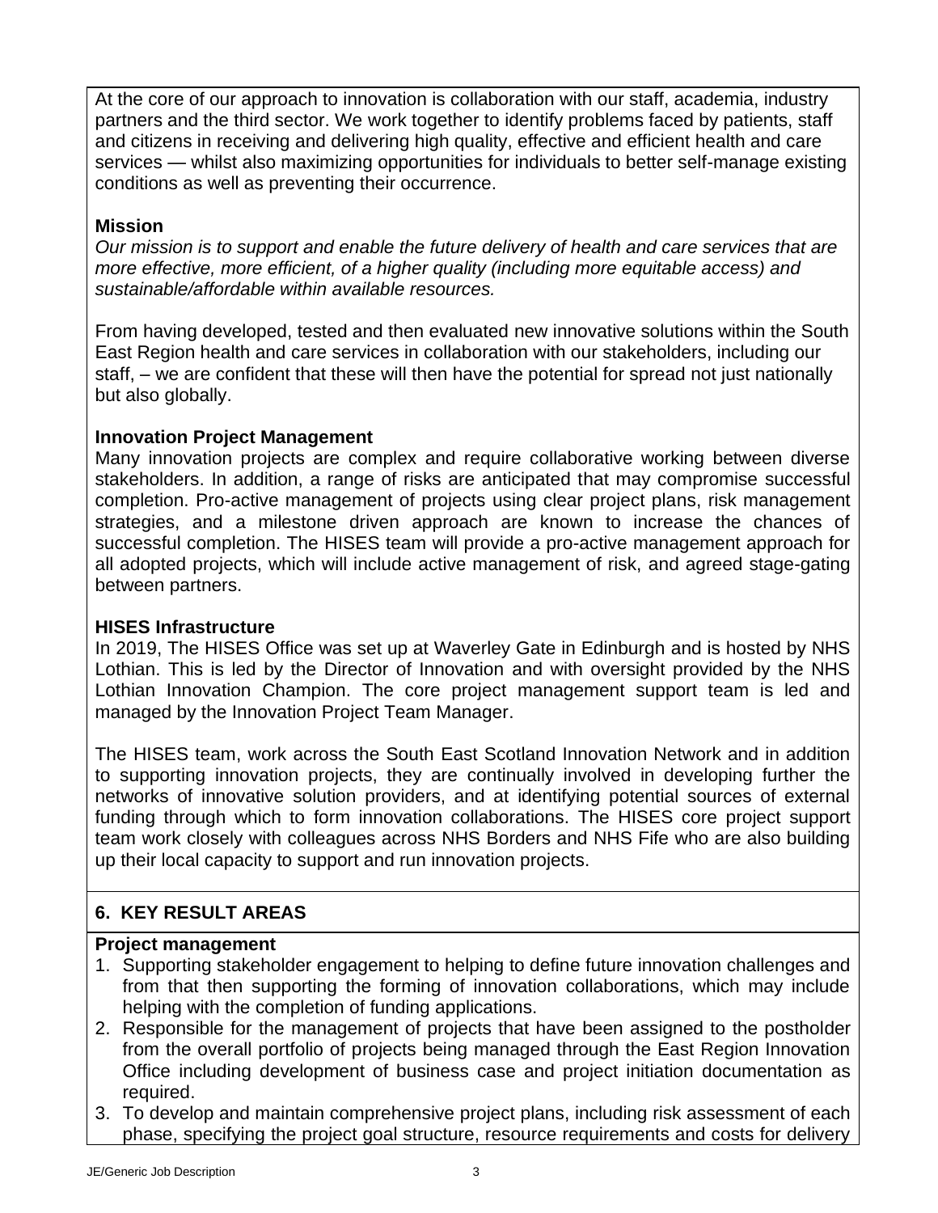At the core of our approach to innovation is collaboration with our staff, academia, industry partners and the third sector. We work together to identify problems faced by patients, staff and citizens in receiving and delivering high quality, effective and efficient health and care services — whilst also maximizing opportunities for individuals to better self-manage existing conditions as well as preventing their occurrence.

**Mission**

*Our mission is to support and enable the future delivery of health and care services that are more effective, more efficient, of a higher quality (including more equitable access) and sustainable/affordable within available resources.*

From having developed, tested and then evaluated new innovative solutions within the South East Region health and care services in collaboration with our stakeholders, including our staff, – we are confident that these will then have the potential for spread not just nationally but also globally.

**Innovation Project Management**

Many innovation projects are complex and require collaborative working between diverse stakeholders. In addition, a range of risks are anticipated that may compromise successful completion. Pro-active management of projects using clear project plans, risk management strategies, and a milestone driven approach are known to increase the chances of successful completion. The HISES team will provide a pro-active management approach for all adopted projects, which will include active management of risk, and agreed stage-gating between partners.

**HISES Infrastructure**

In 2019, The HISES Office was set up at Waverley Gate in Edinburgh and is hosted by NHS Lothian. This is led by the Director of Innovation and with oversight provided by the NHS Lothian Innovation Champion. The core project management support team is led and managed by the Innovation Project Team Manager.

The HISES team, work across the South East Scotland Innovation Network and in addition to supporting innovation projects, they are continually involved in developing further the networks of innovative solution providers, and at identifying potential sources of external funding through which to form innovation collaborations. The HISES core project support team work closely with colleagues across NHS Borders and NHS Fife who are also building up their local capacity to support and run innovation projects.

## 6. KEY RESULT AREAS

**Project management**

1. Supporting stakeholder engagement to helping to define future innovation challenges and from that then supporting the forming of innovation collaborations, which may include helping with the completion of funding applications.
2. Responsible for the management of projects that have been assigned to the postholder from the overall portfolio of projects being managed through the East Region Innovation Office including development of business case and project initiation documentation as required.
3. To develop and maintain comprehensive project plans, including risk assessment of each phase, specifying the project goal structure, resource requirements and costs for delivery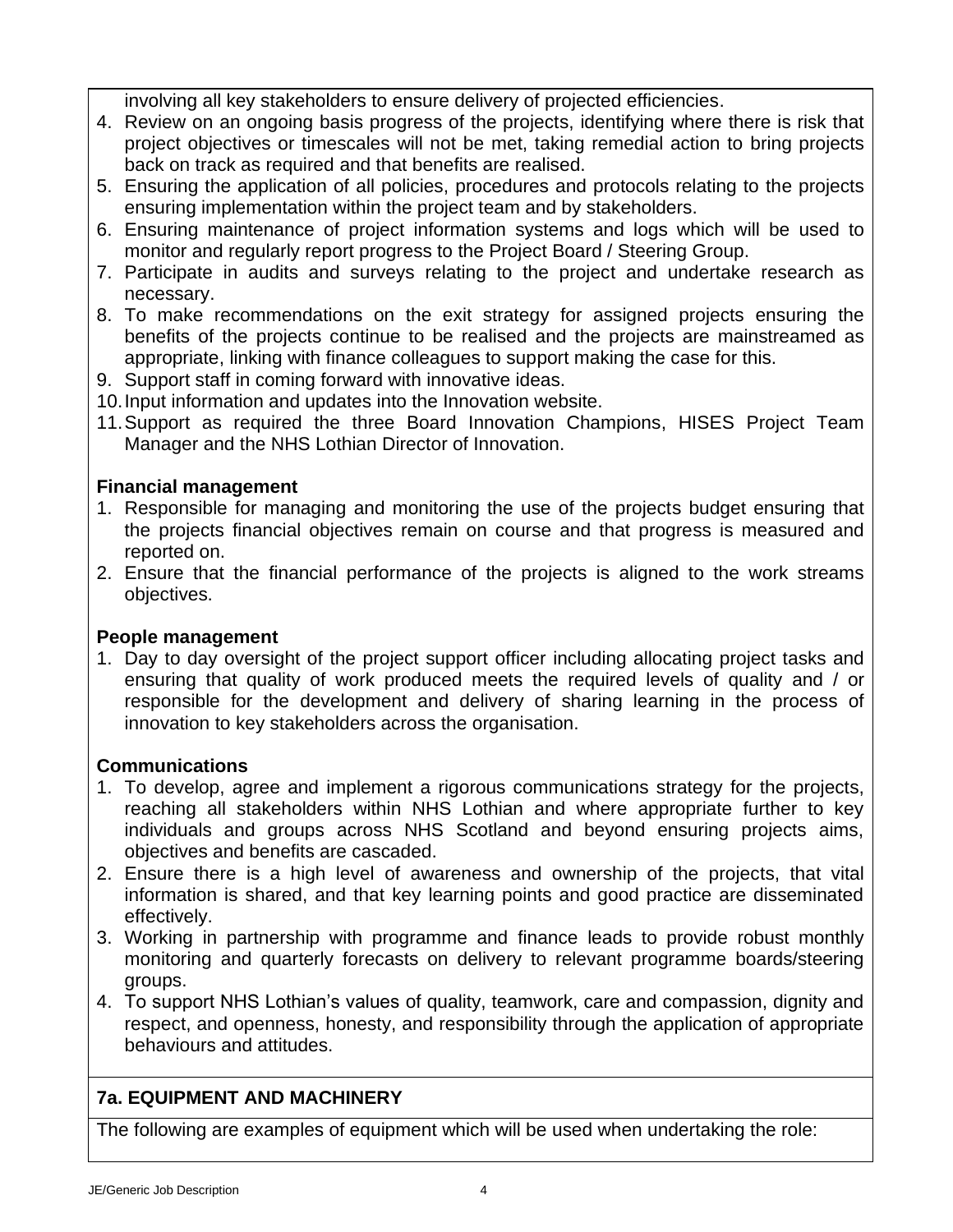involving all key stakeholders to ensure delivery of projected efficiencies.

4. Review on an ongoing basis progress of the projects, identifying where there is risk that project objectives or timescales will not be met, taking remedial action to bring projects back on track as required and that benefits are realised.
5. Ensuring the application of all policies, procedures and protocols relating to the projects ensuring implementation within the project team and by stakeholders.
6. Ensuring maintenance of project information systems and logs which will be used to monitor and regularly report progress to the Project Board / Steering Group.
7. Participate in audits and surveys relating to the project and undertake research as necessary.
8. To make recommendations on the exit strategy for assigned projects ensuring the benefits of the projects continue to be realised and the projects are mainstreamed as appropriate, linking with finance colleagues to support making the case for this.
9. Support staff in coming forward with innovative ideas.
10. Input information and updates into the Innovation website.
11. Support as required the three Board Innovation Champions, HISES Project Team Manager and the NHS Lothian Director of Innovation.

**Financial management**

1. Responsible for managing and monitoring the use of the projects budget ensuring that the projects financial objectives remain on course and that progress is measured and reported on.
2. Ensure that the financial performance of the projects is aligned to the work streams objectives.

**People management**

1. Day to day oversight of the project support officer including allocating project tasks and ensuring that quality of work produced meets the required levels of quality and / or responsible for the development and delivery of sharing learning in the process of innovation to key stakeholders across the organisation.

**Communications**

1. To develop, agree and implement a rigorous communications strategy for the projects, reaching all stakeholders within NHS Lothian and where appropriate further to key individuals and groups across NHS Scotland and beyond ensuring projects aims, objectives and benefits are cascaded.
2. Ensure there is a high level of awareness and ownership of the projects, that vital information is shared, and that key learning points and good practice are disseminated effectively.
3. Working in partnership with programme and finance leads to provide robust monthly monitoring and quarterly forecasts on delivery to relevant programme boards/steering groups.
4. To support NHS Lothian's values of quality, teamwork, care and compassion, dignity and respect, and openness, honesty, and responsibility through the application of appropriate behaviours and attitudes.

## 7a. EQUIPMENT AND MACHINERY

The following are examples of equipment which will be used when undertaking the role: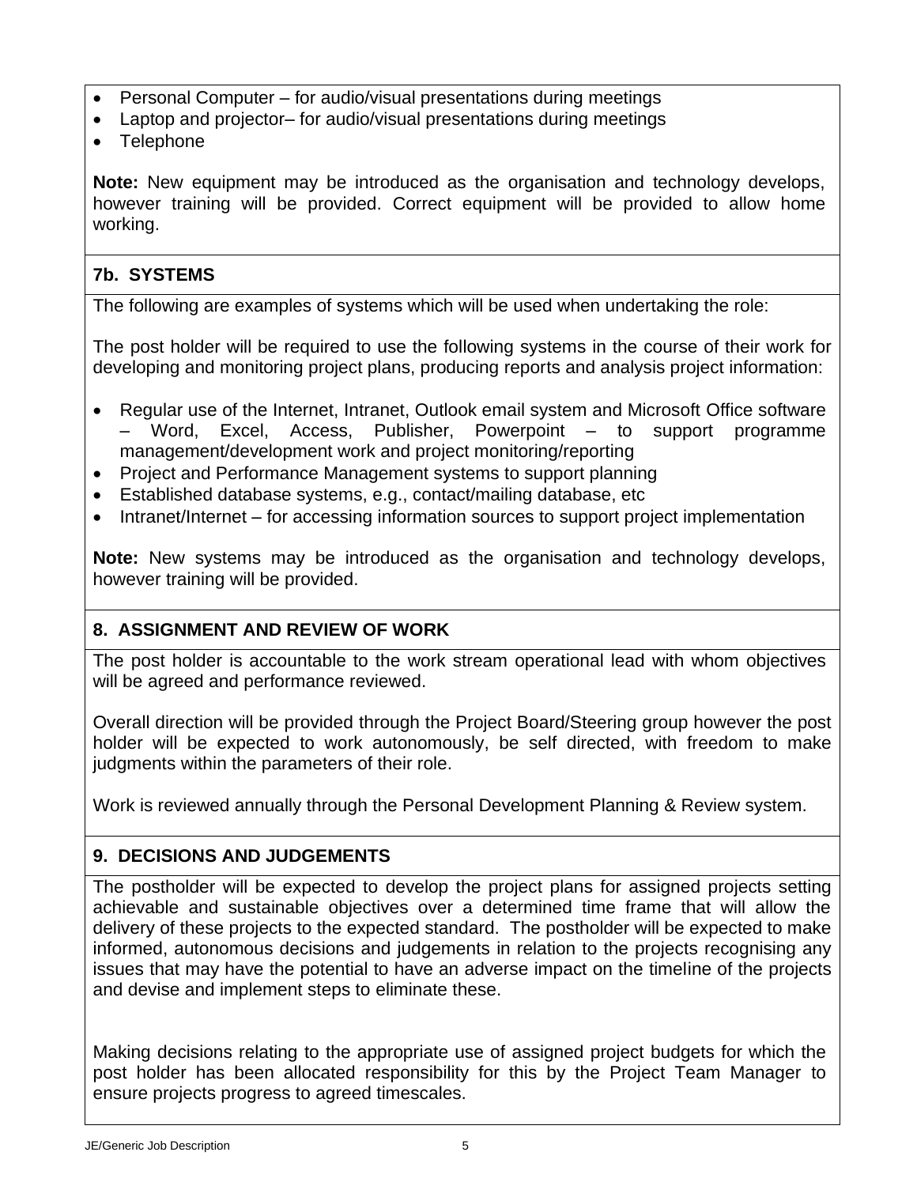- Personal Computer – for audio/visual presentations during meetings
- Laptop and projector– for audio/visual presentations during meetings
- Telephone

**Note:** New equipment may be introduced as the organisation and technology develops, however training will be provided. Correct equipment will be provided to allow home working.

## 7b. SYSTEMS

The following are examples of systems which will be used when undertaking the role:

The post holder will be required to use the following systems in the course of their work for developing and monitoring project plans, producing reports and analysis project information:

- Regular use of the Internet, Intranet, Outlook email system and Microsoft Office software – Word, Excel, Access, Publisher, Powerpoint – to support programme management/development work and project monitoring/reporting
- Project and Performance Management systems to support planning
- Established database systems, e.g., contact/mailing database, etc
- Intranet/Internet – for accessing information sources to support project implementation

**Note:** New systems may be introduced as the organisation and technology develops, however training will be provided.

## 8. ASSIGNMENT AND REVIEW OF WORK

The post holder is accountable to the work stream operational lead with whom objectives will be agreed and performance reviewed.

Overall direction will be provided through the Project Board/Steering group however the post holder will be expected to work autonomously, be self directed, with freedom to make judgments within the parameters of their role.

Work is reviewed annually through the Personal Development Planning & Review system.

## 9. DECISIONS AND JUDGEMENTS

The postholder will be expected to develop the project plans for assigned projects setting achievable and sustainable objectives over a determined time frame that will allow the delivery of these projects to the expected standard. The postholder will be expected to make informed, autonomous decisions and judgements in relation to the projects recognising any issues that may have the potential to have an adverse impact on the timeline of the projects and devise and implement steps to eliminate these.

Making decisions relating to the appropriate use of assigned project budgets for which the post holder has been allocated responsibility for this by the Project Team Manager to ensure projects progress to agreed timescales.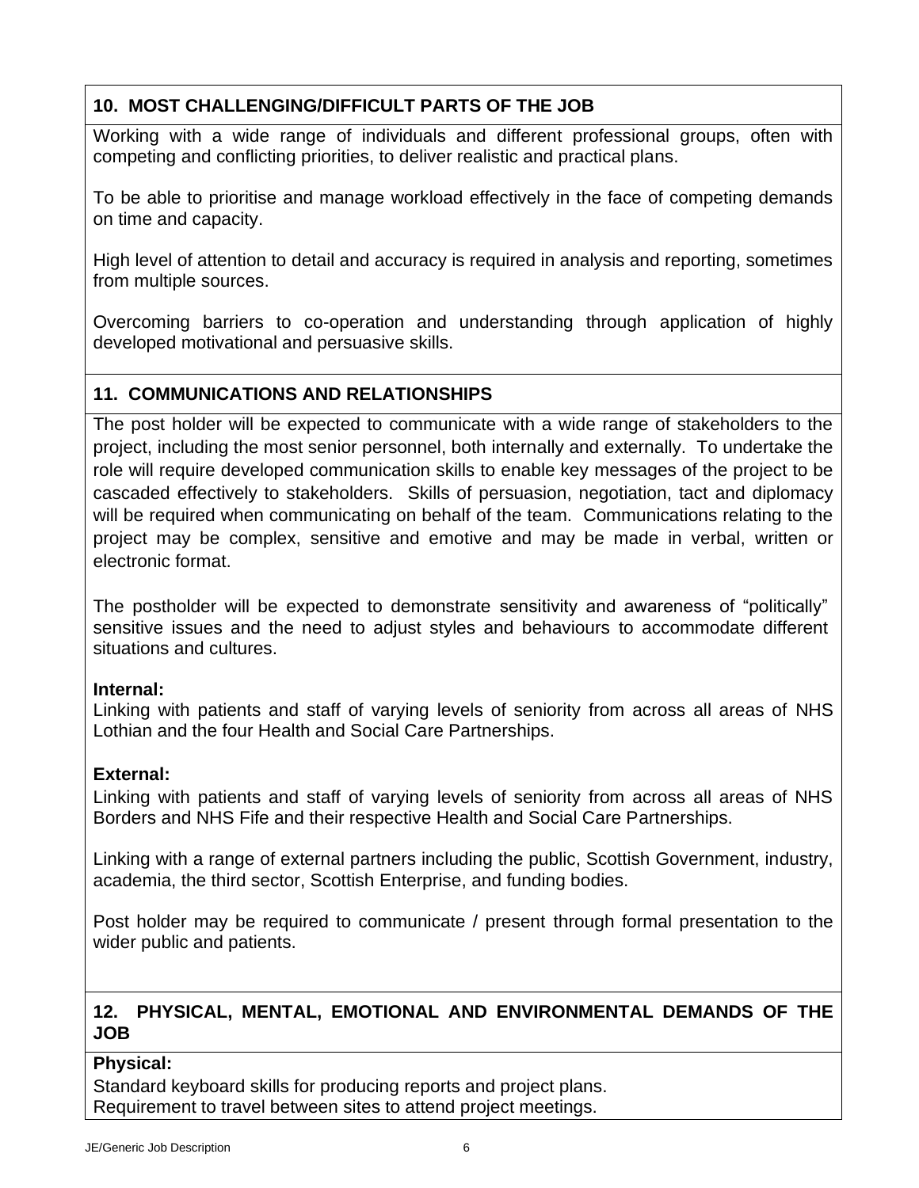## 10. MOST CHALLENGING/DIFFICULT PARTS OF THE JOB

Working with a wide range of individuals and different professional groups, often with competing and conflicting priorities, to deliver realistic and practical plans.

To be able to prioritise and manage workload effectively in the face of competing demands on time and capacity.

High level of attention to detail and accuracy is required in analysis and reporting, sometimes from multiple sources.

Overcoming barriers to co-operation and understanding through application of highly developed motivational and persuasive skills.

## 11. COMMUNICATIONS AND RELATIONSHIPS

The post holder will be expected to communicate with a wide range of stakeholders to the project, including the most senior personnel, both internally and externally. To undertake the role will require developed communication skills to enable key messages of the project to be cascaded effectively to stakeholders. Skills of persuasion, negotiation, tact and diplomacy will be required when communicating on behalf of the team. Communications relating to the project may be complex, sensitive and emotive and may be made in verbal, written or electronic format.

The postholder will be expected to demonstrate sensitivity and awareness of "politically" sensitive issues and the need to adjust styles and behaviours to accommodate different situations and cultures.

**Internal:**
Linking with patients and staff of varying levels of seniority from across all areas of NHS Lothian and the four Health and Social Care Partnerships.

**External:**
Linking with patients and staff of varying levels of seniority from across all areas of NHS Borders and NHS Fife and their respective Health and Social Care Partnerships.

Linking with a range of external partners including the public, Scottish Government, industry, academia, the third sector, Scottish Enterprise, and funding bodies.

Post holder may be required to communicate / present through formal presentation to the wider public and patients.

## 12. PHYSICAL, MENTAL, EMOTIONAL AND ENVIRONMENTAL DEMANDS OF THE JOB

**Physical:**
Standard keyboard skills for producing reports and project plans.
Requirement to travel between sites to attend project meetings.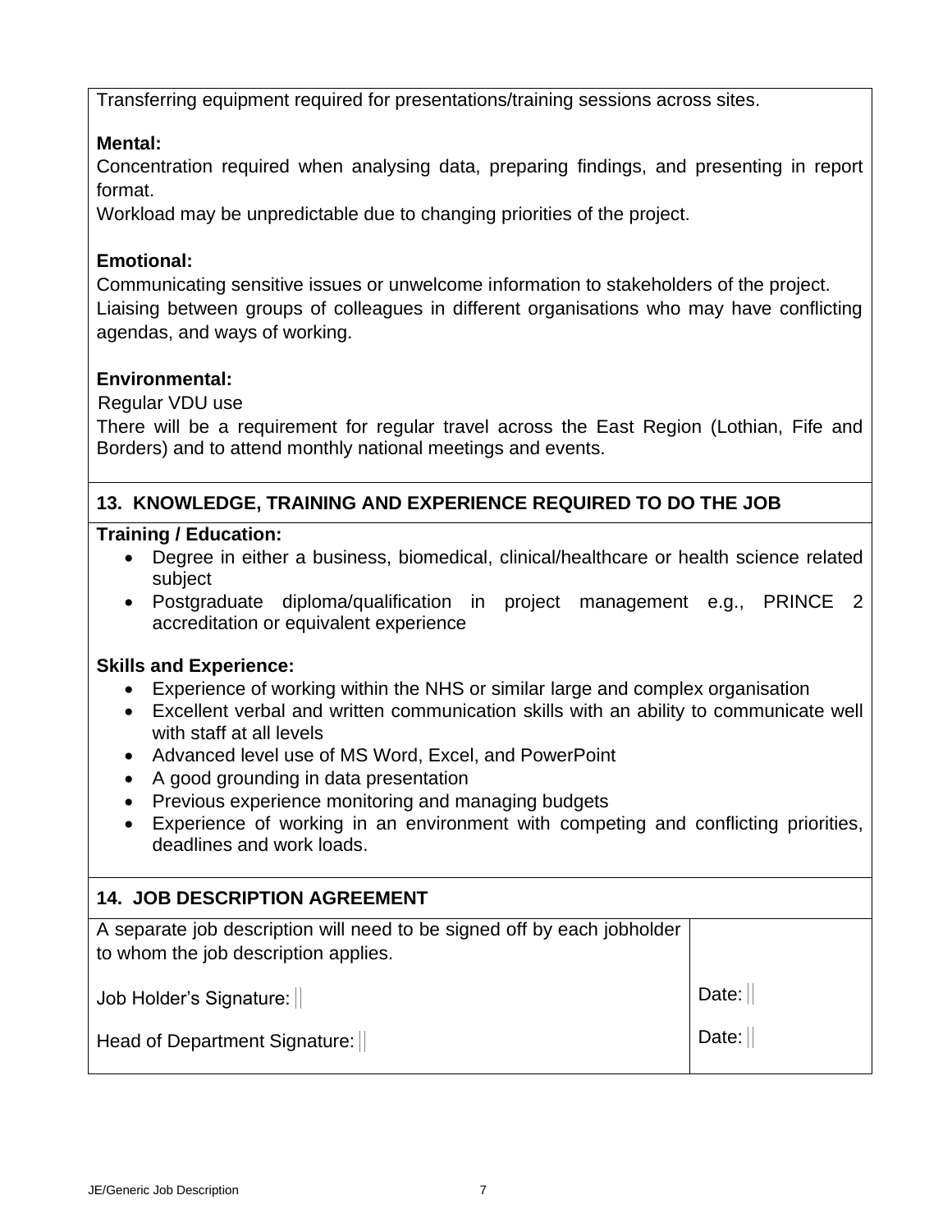Transferring equipment required for presentations/training sessions across sites.

**Mental:**
Concentration required when analysing data, preparing findings, and presenting in report format.
Workload may be unpredictable due to changing priorities of the project.

**Emotional:**
Communicating sensitive issues or unwelcome information to stakeholders of the project.
Liaising between groups of colleagues in different organisations who may have conflicting agendas, and ways of working.

**Environmental:**
Regular VDU use
There will be a requirement for regular travel across the East Region (Lothian, Fife and Borders) and to attend monthly national meetings and events.

## 13. KNOWLEDGE, TRAINING AND EXPERIENCE REQUIRED TO DO THE JOB

**Training / Education:**

- Degree in either a business, biomedical, clinical/healthcare or health science related subject
- Postgraduate diploma/qualification in project management e.g., PRINCE 2 accreditation or equivalent experience

**Skills and Experience:**

- Experience of working within the NHS or similar large and complex organisation
- Excellent verbal and written communication skills with an ability to communicate well with staff at all levels
- Advanced level use of MS Word, Excel, and PowerPoint
- A good grounding in data presentation
- Previous experience monitoring and managing budgets
- Experience of working in an environment with competing and conflicting priorities, deadlines and work loads.

## 14. JOB DESCRIPTION AGREEMENT

| | |
|---|---|
| A separate job description will need to be signed off by each jobholder to whom the job description applies. | |
| Job Holder's Signature: | Date: |
| Head of Department Signature: | Date: |